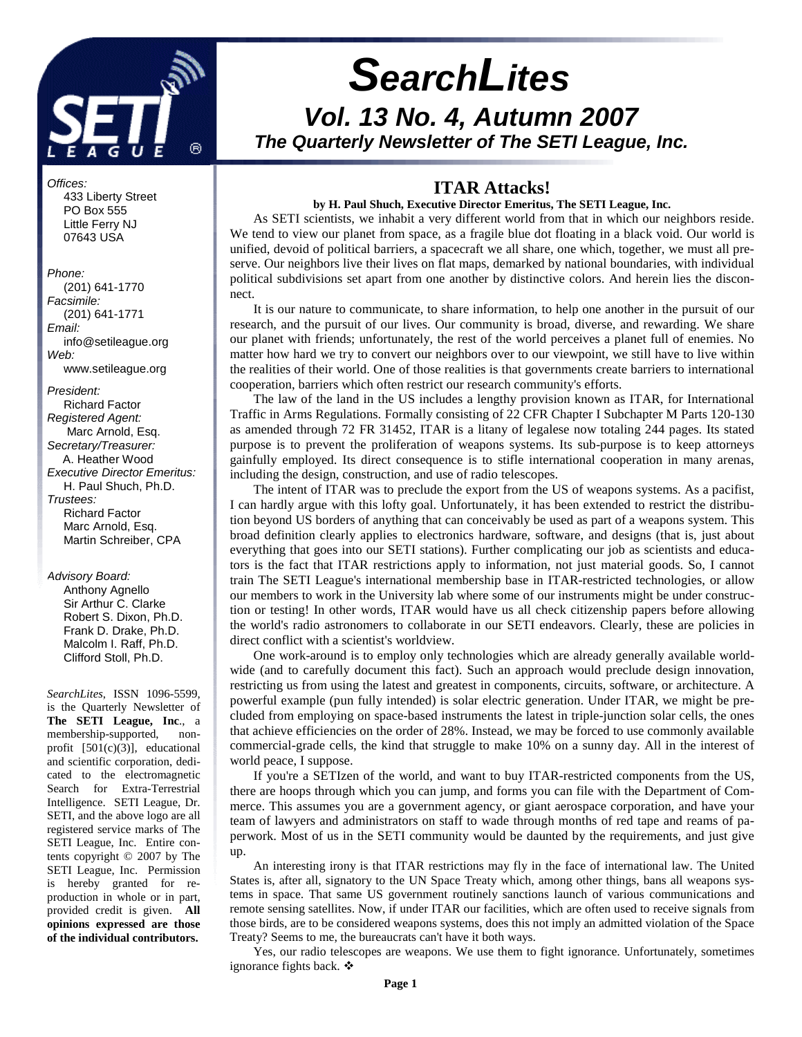# SearchLites

## Vol. 13 No. 4, Autumn 2007

### The Quarterly Newsletter of The SETI League, Inc.

*Offices:*
433 Liberty Street
PO Box 555
Little Ferry NJ
07643 USA

*Phone:*
(201) 641-1770
*Facsimile:*
(201) 641-1771
*Email:*
info@setileague.org
*Web:*
www.setileague.org

*President:*
Richard Factor
*Registered Agent:*
Marc Arnold, Esq.
*Secretary/Treasurer:*
A. Heather Wood
*Executive Director Emeritus:*
H. Paul Shuch, Ph.D.
*Trustees:*
Richard Factor
Marc Arnold, Esq.
Martin Schreiber, CPA

*Advisory Board:*
Anthony Agnello
Sir Arthur C. Clarke
Robert S. Dixon, Ph.D.
Frank D. Drake, Ph.D.
Malcolm I. Raff, Ph.D.
Clifford Stoll, Ph.D.

*SearchLites*, ISSN 1096-5599, is the Quarterly Newsletter of **The SETI League, Inc**., a membership-supported, non-profit [501(c)(3)], educational and scientific corporation, dedicated to the electromagnetic Search for Extra-Terrestrial Intelligence. SETI League, Dr. SETI, and the above logo are all registered service marks of The SETI League, Inc. Entire contents copyright © 2007 by The SETI League, Inc. Permission is hereby granted for reproduction in whole or in part, provided credit is given. **All opinions expressed are those of the individual contributors.**

## ITAR Attacks!

**by H. Paul Shuch, Executive Director Emeritus, The SETI League, Inc.**

As SETI scientists, we inhabit a very different world from that in which our neighbors reside. We tend to view our planet from space, as a fragile blue dot floating in a black void. Our world is unified, devoid of political barriers, a spacecraft we all share, one which, together, we must all preserve. Our neighbors live their lives on flat maps, demarked by national boundaries, with individual political subdivisions set apart from one another by distinctive colors. And herein lies the disconnect.

It is our nature to communicate, to share information, to help one another in the pursuit of our research, and the pursuit of our lives. Our community is broad, diverse, and rewarding. We share our planet with friends; unfortunately, the rest of the world perceives a planet full of enemies. No matter how hard we try to convert our neighbors over to our viewpoint, we still have to live within the realities of their world. One of those realities is that governments create barriers to international cooperation, barriers which often restrict our research community's efforts.

The law of the land in the US includes a lengthy provision known as ITAR, for International Traffic in Arms Regulations. Formally consisting of 22 CFR Chapter I Subchapter M Parts 120-130 as amended through 72 FR 31452, ITAR is a litany of legalese now totaling 244 pages. Its stated purpose is to prevent the proliferation of weapons systems. Its sub-purpose is to keep attorneys gainfully employed. Its direct consequence is to stifle international cooperation in many arenas, including the design, construction, and use of radio telescopes.

The intent of ITAR was to preclude the export from the US of weapons systems. As a pacifist, I can hardly argue with this lofty goal. Unfortunately, it has been extended to restrict the distribution beyond US borders of anything that can conceivably be used as part of a weapons system. This broad definition clearly applies to electronics hardware, software, and designs (that is, just about everything that goes into our SETI stations). Further complicating our job as scientists and educators is the fact that ITAR restrictions apply to information, not just material goods. So, I cannot train The SETI League's international membership base in ITAR-restricted technologies, or allow our members to work in the University lab where some of our instruments might be under construction or testing! In other words, ITAR would have us all check citizenship papers before allowing the world's radio astronomers to collaborate in our SETI endeavors. Clearly, these are policies in direct conflict with a scientist's worldview.

One work-around is to employ only technologies which are already generally available worldwide (and to carefully document this fact). Such an approach would preclude design innovation, restricting us from using the latest and greatest in components, circuits, software, or architecture. A powerful example (pun fully intended) is solar electric generation. Under ITAR, we might be precluded from employing on space-based instruments the latest in triple-junction solar cells, the ones that achieve efficiencies on the order of 28%. Instead, we may be forced to use commonly available commercial-grade cells, the kind that struggle to make 10% on a sunny day. All in the interest of world peace, I suppose.

If you're a SETIzen of the world, and want to buy ITAR-restricted components from the US, there are hoops through which you can jump, and forms you can file with the Department of Commerce. This assumes you are a government agency, or giant aerospace corporation, and have your team of lawyers and administrators on staff to wade through months of red tape and reams of paperwork. Most of us in the SETI community would be daunted by the requirements, and just give up.

An interesting irony is that ITAR restrictions may fly in the face of international law. The United States is, after all, signatory to the UN Space Treaty which, among other things, bans all weapons systems in space. That same US government routinely sanctions launch of various communications and remote sensing satellites. Now, if under ITAR our facilities, which are often used to receive signals from those birds, are to be considered weapons systems, does this not imply an admitted violation of the Space Treaty? Seems to me, the bureaucrats can't have it both ways.

Yes, our radio telescopes are weapons. We use them to fight ignorance. Unfortunately, sometimes ignorance fights back. ❖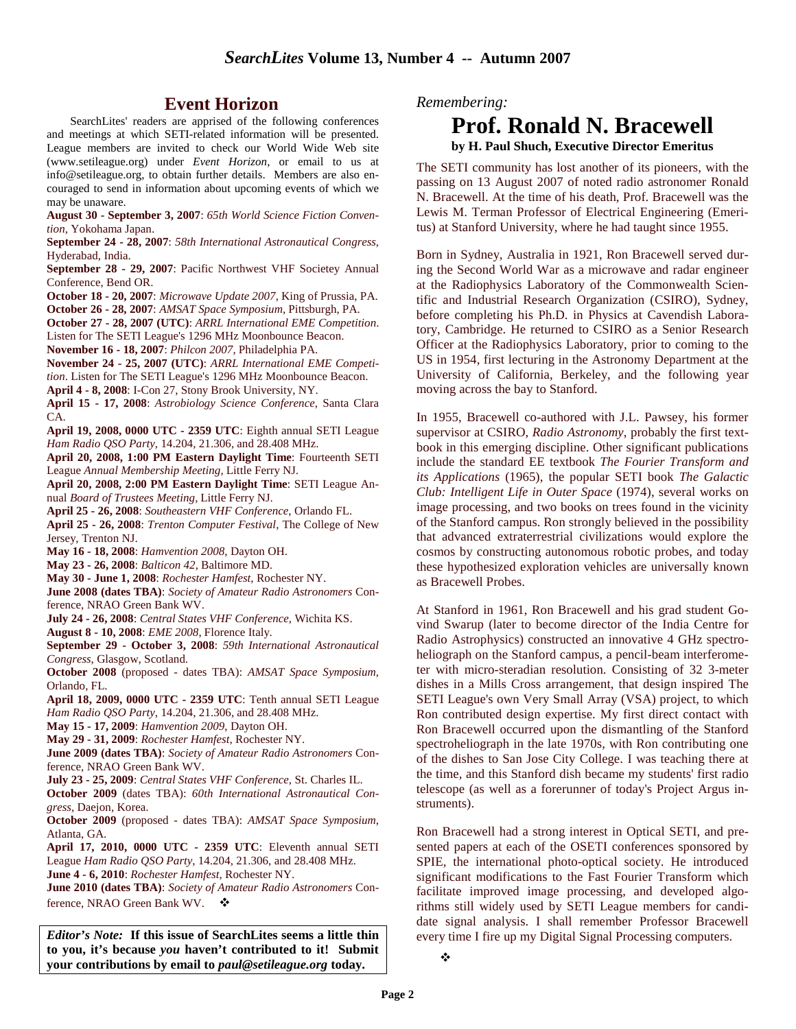## Event Horizon

SearchLites' readers are apprised of the following conferences and meetings at which SETI-related information will be presented. League members are invited to check our World Wide Web site (www.setileague.org) under *Event Horizon*, or email to us at info@setileague.org, to obtain further details. Members are also encouraged to send in information about upcoming events of which we may be unaware.

**August 30 - September 3, 2007**: *65th World Science Fiction Convention*, Yokohama Japan.

**September 24 - 28, 2007**: *58th International Astronautical Congress*, Hyderabad, India.

**September 28 - 29, 2007**: Pacific Northwest VHF Societey Annual Conference, Bend OR.

**October 18 - 20, 2007**: *Microwave Update 2007*, King of Prussia, PA.

**October 26 - 28, 2007**: *AMSAT Space Symposium*, Pittsburgh, PA.

**October 27 - 28, 2007 (UTC)**: *ARRL International EME Competition*. Listen for The SETI League's 1296 MHz Moonbounce Beacon.

**November 16 - 18, 2007**: *Philcon 2007*, Philadelphia PA.

**November 24 - 25, 2007 (UTC)**: *ARRL International EME Competition*. Listen for The SETI League's 1296 MHz Moonbounce Beacon.

**April 4 - 8, 2008**: I-Con 27, Stony Brook University, NY.

**April 15 - 17, 2008**: *Astrobiology Science Conference*, Santa Clara CA.

**April 19, 2008, 0000 UTC - 2359 UTC**: Eighth annual SETI League *Ham Radio QSO Party*, 14.204, 21.306, and 28.408 MHz.

**April 20, 2008, 1:00 PM Eastern Daylight Time**: Fourteenth SETI League *Annual Membership Meeting*, Little Ferry NJ.

**April 20, 2008, 2:00 PM Eastern Daylight Time**: SETI League Annual *Board of Trustees Meeting*, Little Ferry NJ.

**April 25 - 26, 2008**: *Southeastern VHF Conference*, Orlando FL.

**April 25 - 26, 2008**: *Trenton Computer Festival*, The College of New Jersey, Trenton NJ.

**May 16 - 18, 2008**: *Hamvention 2008*, Dayton OH.

**May 23 - 26, 2008**: *Balticon 42*, Baltimore MD.

**May 30 - June 1, 2008**: *Rochester Hamfest*, Rochester NY.

**June 2008 (dates TBA)**: *Society of Amateur Radio Astronomers* Conference, NRAO Green Bank WV.

**July 24 - 26, 2008**: *Central States VHF Conference*, Wichita KS.

**August 8 - 10, 2008**: *EME 2008*, Florence Italy.

**September 29 - October 3, 2008**: *59th International Astronautical Congress*, Glasgow, Scotland.

**October 2008** (proposed - dates TBA): *AMSAT Space Symposium*, Orlando, FL.

**April 18, 2009, 0000 UTC - 2359 UTC**: Tenth annual SETI League *Ham Radio QSO Party*, 14.204, 21.306, and 28.408 MHz.

**May 15 - 17, 2009**: *Hamvention 2009*, Dayton OH.

**May 29 - 31, 2009**: *Rochester Hamfest*, Rochester NY.

**June 2009 (dates TBA)**: *Society of Amateur Radio Astronomers* Conference, NRAO Green Bank WV.

**July 23 - 25, 2009**: *Central States VHF Conference*, St. Charles IL.

**October 2009** (dates TBA): *60th International Astronautical Congress*, Daejon, Korea.

**October 2009** (proposed - dates TBA): *AMSAT Space Symposium*, Atlanta, GA.

**April 17, 2010, 0000 UTC - 2359 UTC**: Eleventh annual SETI League *Ham Radio QSO Party*, 14.204, 21.306, and 28.408 MHz.

**June 4 - 6, 2010**: *Rochester Hamfest*, Rochester NY.

**June 2010 (dates TBA)**: *Society of Amateur Radio Astronomers* Conference, NRAO Green Bank WV. ❖

*Editor's Note:* **If this issue of SearchLites seems a little thin to you, it's because *you* haven't contributed to it! Submit your contributions by email to *paul@setileague.org* today.**

*Remembering:*

## Prof. Ronald N. Bracewell

**by H. Paul Shuch, Executive Director Emeritus**

The SETI community has lost another of its pioneers, with the passing on 13 August 2007 of noted radio astronomer Ronald N. Bracewell. At the time of his death, Prof. Bracewell was the Lewis M. Terman Professor of Electrical Engineering (Emeritus) at Stanford University, where he had taught since 1955.

Born in Sydney, Australia in 1921, Ron Bracewell served during the Second World War as a microwave and radar engineer at the Radiophysics Laboratory of the Commonwealth Scientific and Industrial Research Organization (CSIRO), Sydney, before completing his Ph.D. in Physics at Cavendish Laboratory, Cambridge. He returned to CSIRO as a Senior Research Officer at the Radiophysics Laboratory, prior to coming to the US in 1954, first lecturing in the Astronomy Department at the University of California, Berkeley, and the following year moving across the bay to Stanford.

In 1955, Bracewell co-authored with J.L. Pawsey, his former supervisor at CSIRO, *Radio Astronomy*, probably the first textbook in this emerging discipline. Other significant publications include the standard EE textbook *The Fourier Transform and its Applications* (1965), the popular SETI book *The Galactic Club: Intelligent Life in Outer Space* (1974), several works on image processing, and two books on trees found in the vicinity of the Stanford campus. Ron strongly believed in the possibility that advanced extraterrestrial civilizations would explore the cosmos by constructing autonomous robotic probes, and today these hypothesized exploration vehicles are universally known as Bracewell Probes.

At Stanford in 1961, Ron Bracewell and his grad student Govind Swarup (later to become director of the India Centre for Radio Astrophysics) constructed an innovative 4 GHz spectroheliograph on the Stanford campus, a pencil-beam interferometer with micro-steradian resolution. Consisting of 32 3-meter dishes in a Mills Cross arrangement, that design inspired The SETI League's own Very Small Array (VSA) project, to which Ron contributed design expertise. My first direct contact with Ron Bracewell occurred upon the dismantling of the Stanford spectroheliograph in the late 1970s, with Ron contributing one of the dishes to San Jose City College. I was teaching there at the time, and this Stanford dish became my students' first radio telescope (as well as a forerunner of today's Project Argus instruments).

Ron Bracewell had a strong interest in Optical SETI, and presented papers at each of the OSETI conferences sponsored by SPIE, the international photo-optical society. He introduced significant modifications to the Fast Fourier Transform which facilitate improved image processing, and developed algorithms still widely used by SETI League members for candidate signal analysis. I shall remember Professor Bracewell every time I fire up my Digital Signal Processing computers.

❖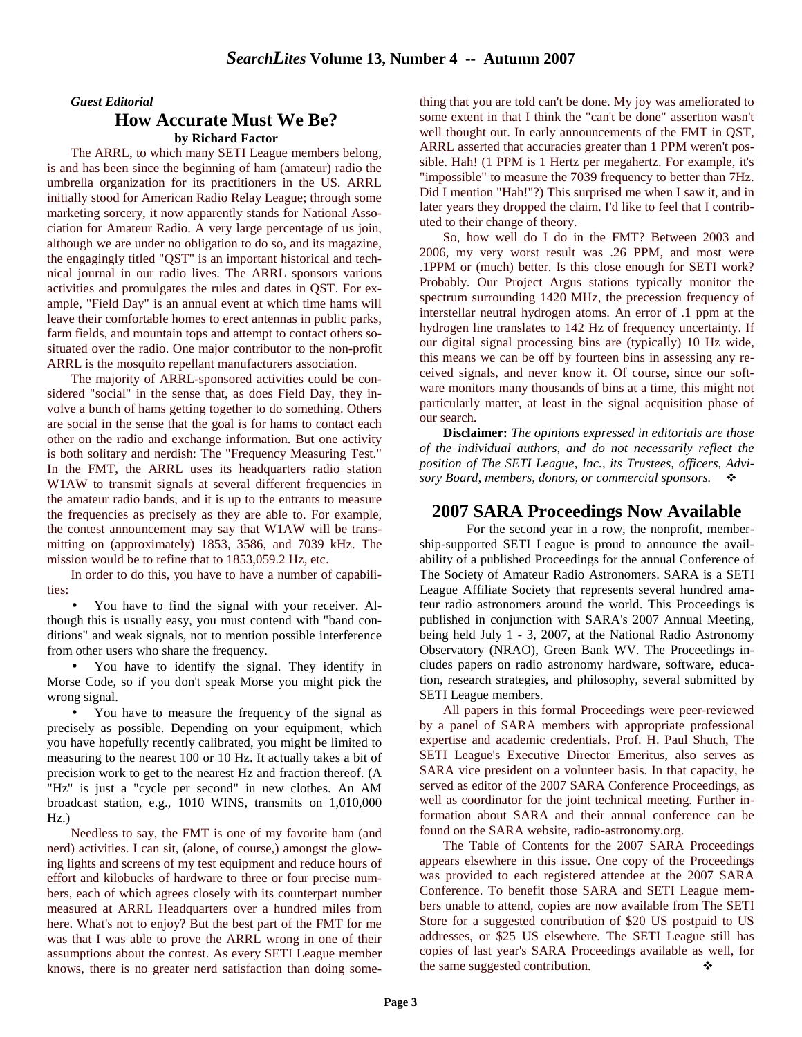*Guest Editorial*

## How Accurate Must We Be?

**by Richard Factor**

The ARRL, to which many SETI League members belong, is and has been since the beginning of ham (amateur) radio the umbrella organization for its practitioners in the US. ARRL initially stood for American Radio Relay League; through some marketing sorcery, it now apparently stands for National Association for Amateur Radio. A very large percentage of us join, although we are under no obligation to do so, and its magazine, the engagingly titled "QST" is an important historical and technical journal in our radio lives. The ARRL sponsors various activities and promulgates the rules and dates in QST. For example, "Field Day" is an annual event at which time hams will leave their comfortable homes to erect antennas in public parks, farm fields, and mountain tops and attempt to contact others so-situated over the radio. One major contributor to the non-profit ARRL is the mosquito repellant manufacturers association.

The majority of ARRL-sponsored activities could be considered "social" in the sense that, as does Field Day, they involve a bunch of hams getting together to do something. Others are social in the sense that the goal is for hams to contact each other on the radio and exchange information. But one activity is both solitary and nerdish: The "Frequency Measuring Test." In the FMT, the ARRL uses its headquarters radio station W1AW to transmit signals at several different frequencies in the amateur radio bands, and it is up to the entrants to measure the frequencies as precisely as they are able to. For example, the contest announcement may say that W1AW will be transmitting on (approximately) 1853, 3586, and 7039 kHz. The mission would be to refine that to 1853,059.2 Hz, etc.

In order to do this, you have to have a number of capabilities:

- You have to find the signal with your receiver. Although this is usually easy, you must contend with "band conditions" and weak signals, not to mention possible interference from other users who share the frequency.
- You have to identify the signal. They identify in Morse Code, so if you don't speak Morse you might pick the wrong signal.
- You have to measure the frequency of the signal as precisely as possible. Depending on your equipment, which you have hopefully recently calibrated, you might be limited to measuring to the nearest 100 or 10 Hz. It actually takes a bit of precision work to get to the nearest Hz and fraction thereof. (A "Hz" is just a "cycle per second" in new clothes. An AM broadcast station, e.g., 1010 WINS, transmits on 1,010,000 Hz.)

Needless to say, the FMT is one of my favorite ham (and nerd) activities. I can sit, (alone, of course,) amongst the glowing lights and screens of my test equipment and reduce hours of effort and kilobucks of hardware to three or four precise numbers, each of which agrees closely with its counterpart number measured at ARRL Headquarters over a hundred miles from here. What's not to enjoy? But the best part of the FMT for me was that I was able to prove the ARRL wrong in one of their assumptions about the contest. As every SETI League member knows, there is no greater nerd satisfaction than doing something that you are told can't be done. My joy was ameliorated to some extent in that I think the "can't be done" assertion wasn't well thought out. In early announcements of the FMT in QST, ARRL asserted that accuracies greater than 1 PPM weren't possible. Hah! (1 PPM is 1 Hertz per megahertz. For example, it's "impossible" to measure the 7039 frequency to better than 7Hz. Did I mention "Hah!"?) This surprised me when I saw it, and in later years they dropped the claim. I'd like to feel that I contributed to their change of theory.

So, how well do I do in the FMT? Between 2003 and 2006, my very worst result was .26 PPM, and most were .1PPM or (much) better. Is this close enough for SETI work? Probably. Our Project Argus stations typically monitor the spectrum surrounding 1420 MHz, the precession frequency of interstellar neutral hydrogen atoms. An error of .1 ppm at the hydrogen line translates to 142 Hz of frequency uncertainty. If our digital signal processing bins are (typically) 10 Hz wide, this means we can be off by fourteen bins in assessing any received signals, and never know it. Of course, since our software monitors many thousands of bins at a time, this might not particularly matter, at least in the signal acquisition phase of our search.

**Disclaimer:** *The opinions expressed in editorials are those of the individual authors, and do not necessarily reflect the position of The SETI League, Inc., its Trustees, officers, Advisory Board, members, donors, or commercial sponsors.* ❖

## 2007 SARA Proceedings Now Available

For the second year in a row, the nonprofit, membership-supported SETI League is proud to announce the availability of a published Proceedings for the annual Conference of The Society of Amateur Radio Astronomers. SARA is a SETI League Affiliate Society that represents several hundred amateur radio astronomers around the world. This Proceedings is published in conjunction with SARA's 2007 Annual Meeting, being held July 1 - 3, 2007, at the National Radio Astronomy Observatory (NRAO), Green Bank WV. The Proceedings includes papers on radio astronomy hardware, software, education, research strategies, and philosophy, several submitted by SETI League members.

All papers in this formal Proceedings were peer-reviewed by a panel of SARA members with appropriate professional expertise and academic credentials. Prof. H. Paul Shuch, The SETI League's Executive Director Emeritus, also serves as SARA vice president on a volunteer basis. In that capacity, he served as editor of the 2007 SARA Conference Proceedings, as well as coordinator for the joint technical meeting. Further information about SARA and their annual conference can be found on the SARA website, radio-astronomy.org.

The Table of Contents for the 2007 SARA Proceedings appears elsewhere in this issue. One copy of the Proceedings was provided to each registered attendee at the 2007 SARA Conference. To benefit those SARA and SETI League members unable to attend, copies are now available from The SETI Store for a suggested contribution of $20 US postpaid to US addresses, or $25 US elsewhere. The SETI League still has copies of last year's SARA Proceedings available as well, for the same suggested contribution. ❖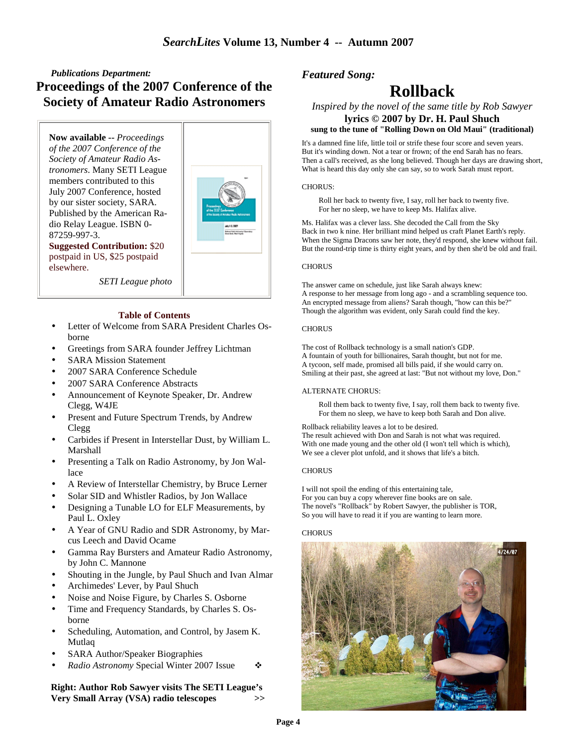*Publications Department:*

## Proceedings of the 2007 Conference of the Society of Amateur Radio Astronomers

**Now available --** *Proceedings of the 2007 Conference of the Society of Amateur Radio Astronomers*. Many SETI League members contributed to this July 2007 Conference, hosted by our sister society, SARA. Published by the American Radio Relay League. ISBN 0-87259-997-3.

**Suggested Contribution:** $20 postpaid in US, $25 postpaid elsewhere.

*SETI League photo*

### Table of Contents

- Letter of Welcome from SARA President Charles Osborne
- Greetings from SARA founder Jeffrey Lichtman
- SARA Mission Statement
- 2007 SARA Conference Schedule
- 2007 SARA Conference Abstracts
- Announcement of Keynote Speaker, Dr. Andrew Clegg, W4JE
- Present and Future Spectrum Trends, by Andrew Clegg
- Carbides if Present in Interstellar Dust, by William L. Marshall
- Presenting a Talk on Radio Astronomy, by Jon Wallace
- A Review of Interstellar Chemistry, by Bruce Lerner
- Solar SID and Whistler Radios, by Jon Wallace
- Designing a Tunable LO for ELF Measurements, by Paul L. Oxley
- A Year of GNU Radio and SDR Astronomy, by Marcus Leech and David Ocame
- Gamma Ray Bursters and Amateur Radio Astronomy, by John C. Mannone
- Shouting in the Jungle, by Paul Shuch and Ivan Almar
- Archimedes' Lever, by Paul Shuch
- Noise and Noise Figure, by Charles S. Osborne
- Time and Frequency Standards, by Charles S. Osborne
- Scheduling, Automation, and Control, by Jasem K. Mutlaq
- SARA Author/Speaker Biographies
- *Radio Astronomy* Special Winter 2007 Issue ❖

**Right: Author Rob Sawyer visits The SETI League's Very Small Array (VSA) radio telescopes >>**

*Featured Song:*

## Rollback

*Inspired by the novel of the same title by Rob Sawyer*

**lyrics © 2007 by Dr. H. Paul Shuch**

**sung to the tune of "Rolling Down on Old Maui" (traditional)**

It's a damned fine life, little toil or strife these four score and seven years.
But it's winding down. Not a tear or frown; of the end Sarah has no fears.
Then a call's received, as she long believed. Though her days are drawing short,
What is heard this day only she can say, so to work Sarah must report.

CHORUS:

> Roll her back to twenty five, I say, roll her back to twenty five.
> For her no sleep, we have to keep Ms. Halifax alive.

Ms. Halifax was a clever lass. She decoded the Call from the Sky
Back in two k nine. Her brilliant mind helped us craft Planet Earth's reply.
When the Sigma Dracons saw her note, they'd respond, she knew without fail.
But the round-trip time is thirty eight years, and by then she'd be old and frail.

CHORUS

The answer came on schedule, just like Sarah always knew:
A response to her message from long ago - and a scrambling sequence too.
An encrypted message from aliens? Sarah though, "how can this be?"
Though the algorithm was evident, only Sarah could find the key.

CHORUS

The cost of Rollback technology is a small nation's GDP.
A fountain of youth for billionaires, Sarah thought, but not for me.
A tycoon, self made, promised all bills paid, if she would carry on.
Smiling at their past, she agreed at last: "But not without my love, Don."

ALTERNATE CHORUS:

> Roll them back to twenty five, I say, roll them back to twenty five.
> For them no sleep, we have to keep both Sarah and Don alive.

Rollback reliability leaves a lot to be desired.
The result achieved with Don and Sarah is not what was required.
With one made young and the other old (I won't tell which is which),
We see a clever plot unfold, and it shows that life's a bitch.

CHORUS

I will not spoil the ending of this entertaining tale,
For you can buy a copy wherever fine books are on sale.
The novel's "Rollback" by Robert Sawyer, the publisher is TOR,
So you will have to read it if you are wanting to learn more.

CHORUS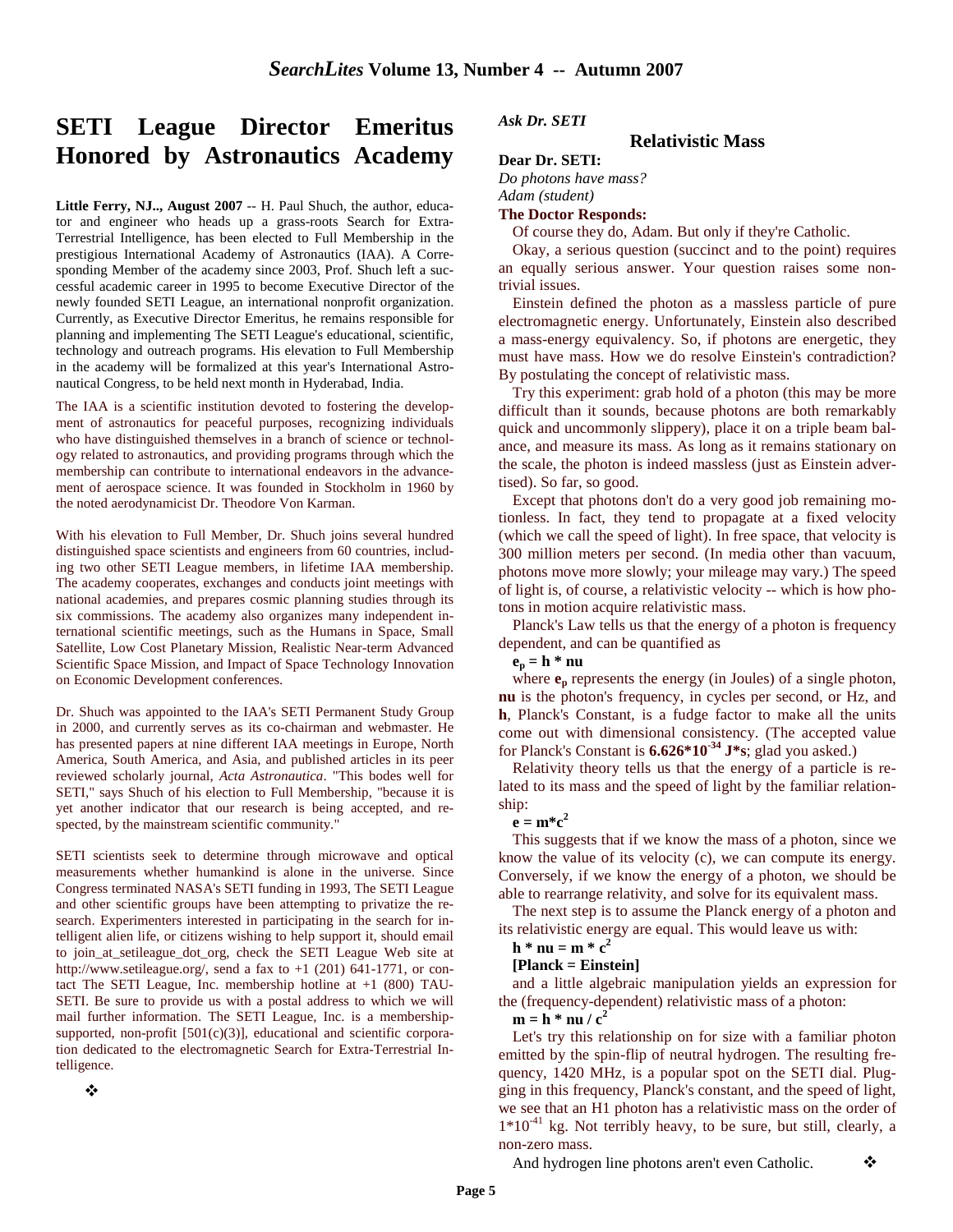# SETI League Director Emeritus Honored by Astronautics Academy

**Little Ferry, NJ.., August 2007** -- H. Paul Shuch, the author, educator and engineer who heads up a grass-roots Search for Extra-Terrestrial Intelligence, has been elected to Full Membership in the prestigious International Academy of Astronautics (IAA). A Corresponding Member of the academy since 2003, Prof. Shuch left a successful academic career in 1995 to become Executive Director of the newly founded SETI League, an international nonprofit organization. Currently, as Executive Director Emeritus, he remains responsible for planning and implementing The SETI League's educational, scientific, technology and outreach programs. His elevation to Full Membership in the academy will be formalized at this year's International Astronautical Congress, to be held next month in Hyderabad, India.

The IAA is a scientific institution devoted to fostering the development of astronautics for peaceful purposes, recognizing individuals who have distinguished themselves in a branch of science or technology related to astronautics, and providing programs through which the membership can contribute to international endeavors in the advancement of aerospace science. It was founded in Stockholm in 1960 by the noted aerodynamicist Dr. Theodore Von Karman.

With his elevation to Full Member, Dr. Shuch joins several hundred distinguished space scientists and engineers from 60 countries, including two other SETI League members, in lifetime IAA membership. The academy cooperates, exchanges and conducts joint meetings with national academies, and prepares cosmic planning studies through its six commissions. The academy also organizes many independent international scientific meetings, such as the Humans in Space, Small Satellite, Low Cost Planetary Mission, Realistic Near-term Advanced Scientific Space Mission, and Impact of Space Technology Innovation on Economic Development conferences.

Dr. Shuch was appointed to the IAA's SETI Permanent Study Group in 2000, and currently serves as its co-chairman and webmaster. He has presented papers at nine different IAA meetings in Europe, North America, South America, and Asia, and published articles in its peer reviewed scholarly journal, *Acta Astronautica*. "This bodes well for SETI," says Shuch of his election to Full Membership, "because it is yet another indicator that our research is being accepted, and respected, by the mainstream scientific community."

SETI scientists seek to determine through microwave and optical measurements whether humankind is alone in the universe. Since Congress terminated NASA's SETI funding in 1993, The SETI League and other scientific groups have been attempting to privatize the research. Experimenters interested in participating in the search for intelligent alien life, or citizens wishing to help support it, should email to join_at_setileague_dot_org, check the SETI League Web site at http://www.setileague.org/, send a fax to +1 (201) 641-1771, or contact The SETI League, Inc. membership hotline at +1 (800) TAU-SETI. Be sure to provide us with a postal address to which we will mail further information. The SETI League, Inc. is a membership-supported, non-profit [501(c)(3)], educational and scientific corporation dedicated to the electromagnetic Search for Extra-Terrestrial Intelligence.

❖

*Ask Dr. SETI*

## Relativistic Mass

**Dear Dr. SETI:**

*Do photons have mass?*

*Adam (student)*

**The Doctor Responds:**

Of course they do, Adam. But only if they're Catholic.

Okay, a serious question (succinct and to the point) requires an equally serious answer. Your question raises some non-trivial issues.

Einstein defined the photon as a massless particle of pure electromagnetic energy. Unfortunately, Einstein also described a mass-energy equivalency. So, if photons are energetic, they must have mass. How we do resolve Einstein's contradiction? By postulating the concept of relativistic mass.

Try this experiment: grab hold of a photon (this may be more difficult than it sounds, because photons are both remarkably quick and uncommonly slippery), place it on a triple beam balance, and measure its mass. As long as it remains stationary on the scale, the photon is indeed massless (just as Einstein advertised). So far, so good.

Except that photons don't do a very good job remaining motionless. In fact, they tend to propagate at a fixed velocity (which we call the speed of light). In free space, that velocity is 300 million meters per second. (In media other than vacuum, photons move more slowly; your mileage may vary.) The speed of light is, of course, a relativistic velocity -- which is how photons in motion acquire relativistic mass.

Planck's Law tells us that the energy of a photon is frequency dependent, and can be quantified as

$$e_p = h * nu$$

where $e_p$ represents the energy (in Joules) of a single photon, **nu** is the photon's frequency, in cycles per second, or Hz, and **h**, Planck's Constant, is a fudge factor to make all the units come out with dimensional consistency. (The accepted value for Planck's Constant is $6.626*10^{-34}$ **J*s**; glad you asked.)

Relativity theory tells us that the energy of a particle is related to its mass and the speed of light by the familiar relationship:

$$e = m*c^2$$

This suggests that if we know the mass of a photon, since we know the value of its velocity (c), we can compute its energy. Conversely, if we know the energy of a photon, we should be able to rearrange relativity, and solve for its equivalent mass.

The next step is to assume the Planck energy of a photon and its relativistic energy are equal. This would leave us with:

$$h * nu = m * c^2$$

**[Planck = Einstein]**

and a little algebraic manipulation yields an expression for the (frequency-dependent) relativistic mass of a photon:

$$m = h * nu / c^2$$

Let's try this relationship on for size with a familiar photon emitted by the spin-flip of neutral hydrogen. The resulting frequency, 1420 MHz, is a popular spot on the SETI dial. Plugging in this frequency, Planck's constant, and the speed of light, we see that an H1 photon has a relativistic mass on the order of $1*10^{-41}$ kg. Not terribly heavy, to be sure, but still, clearly, a non-zero mass.

And hydrogen line photons aren't even Catholic. ❖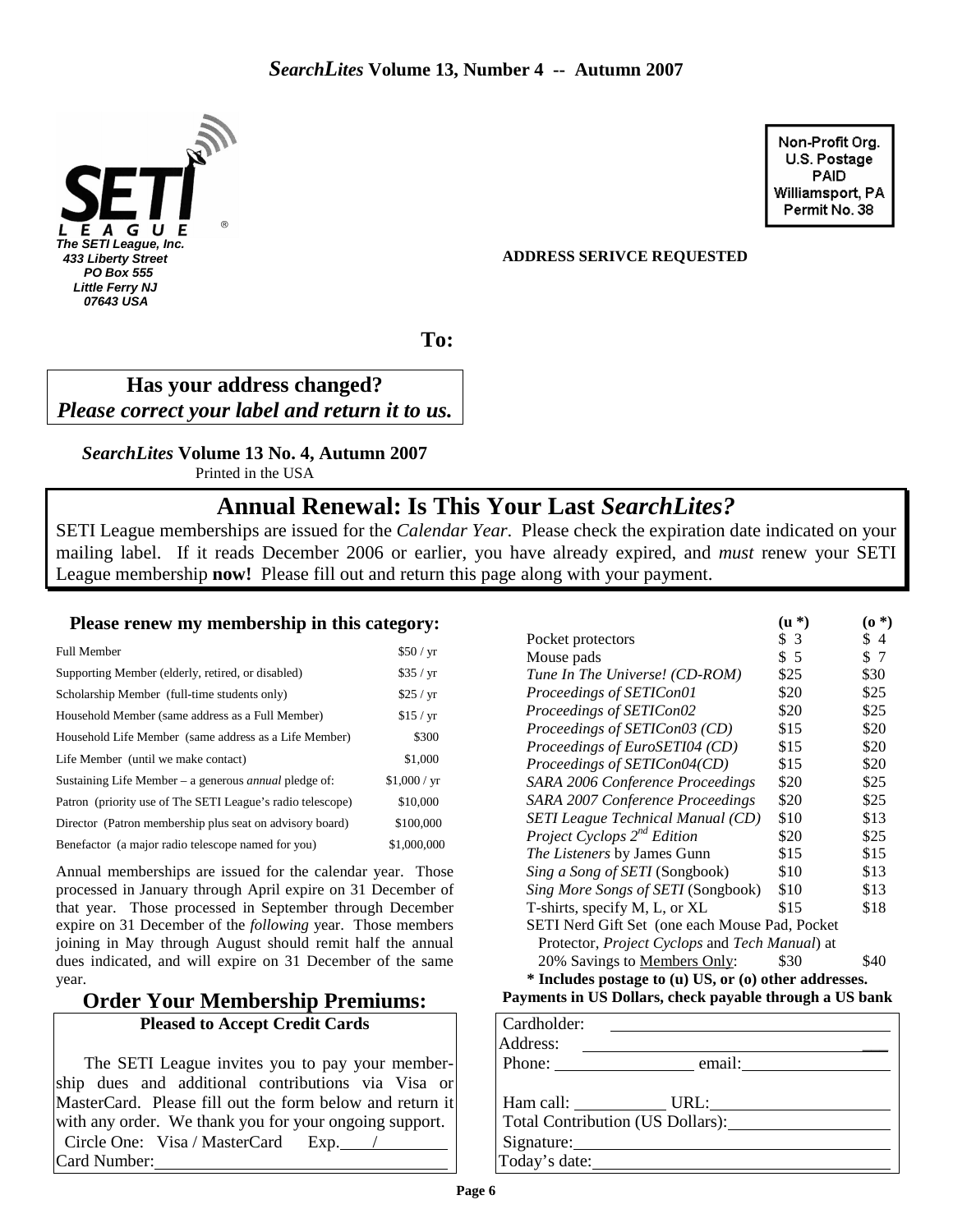The SETI League, Inc.
433 Liberty Street
PO Box 555
Little Ferry NJ
07643 USA

Non-Profit Org.
U.S. Postage
PAID
Williamsport, PA
Permit No. 38

**ADDRESS SERIVCE REQUESTED**

**To:**

**Has your address changed?**
***Please correct your label and return it to us.***

***SearchLites*** **Volume 13 No. 4, Autumn 2007**
Printed in the USA

## Annual Renewal: Is This Your Last *SearchLites?*

SETI League memberships are issued for the *Calendar Year*. Please check the expiration date indicated on your mailing label. If it reads December 2006 or earlier, you have already expired, and *must* renew your SETI League membership **now!** Please fill out and return this page along with your payment.

### Please renew my membership in this category:

| | |
|---|---|
| Full Member | \$50 / yr |
| Supporting Member (elderly, retired, or disabled) | \$35 / yr |
| Scholarship Member (full-time students only) | \$25 / yr |
| Household Member (same address as a Full Member) | \$15 / yr |
| Household Life Member (same address as a Life Member) | \$300 |
| Life Member (until we make contact) | \$1,000 |
| Sustaining Life Member – a generous *annual* pledge of: | \$1,000 / yr |
| Patron (priority use of The SETI League's radio telescope) | \$10,000 |
| Director (Patron membership plus seat on advisory board) | \$100,000 |
| Benefactor (a major radio telescope named for you) | \$1,000,000 |

Annual memberships are issued for the calendar year. Those processed in January through April expire on 31 December of that year. Those processed in September through December expire on 31 December of the *following* year. Those members joining in May through August should remit half the annual dues indicated, and will expire on 31 December of the same year.

## Order Your Membership Premiums:

| | (u *) | (o *) |
|---|---|---|
| Pocket protectors | \$ 3 | \$ 4 |
| Mouse pads | \$ 5 | \$ 7 |
| *Tune In The Universe! (CD-ROM)* | \$25 | \$30 |
| *Proceedings of SETICon01* | \$20 | \$25 |
| *Proceedings of SETICon02* | \$20 | \$25 |
| *Proceedings of SETICon03 (CD)* | \$15 | \$20 |
| *Proceedings of EuroSETI04 (CD)* | \$15 | \$20 |
| *Proceedings of SETICon04(CD)* | \$15 | \$20 |
| *SARA 2006 Conference Proceedings* | \$20 | \$25 |
| *SARA 2007 Conference Proceedings* | \$20 | \$25 |
| *SETI League Technical Manual (CD)* | \$10 | \$13 |
| *Project Cyclops 2nd Edition* | \$20 | \$25 |
| *The Listeners* by James Gunn | \$15 | \$15 |
| *Sing a Song of SETI* (Songbook) | \$10 | \$13 |
| *Sing More Songs of SETI* (Songbook) | \$10 | \$13 |
| T-shirts, specify M, L, or XL | \$15 | \$18 |
| SETI Nerd Gift Set (one each Mouse Pad, Pocket Protector, *Project Cyclops* and *Tech Manual*) at 20% Savings to Members Only: | \$30 | \$40 |

**\* Includes postage to (u) US, or (o) other addresses.**
**Payments in US Dollars, check payable through a US bank**

**Pleased to Accept Credit Cards**

The SETI League invites you to pay your membership dues and additional contributions via Visa or MasterCard. Please fill out the form below and return it with any order. We thank you for your ongoing support.

Circle One: Visa / MasterCard Exp.____/________
Card Number:______________________________

Cardholder: ______________________________
Address: ______________________________
Phone: ______________ email: ______________
Ham call: __________ URL: ______________
Total Contribution (US Dollars): ______________
Signature: ______________________________
Today's date: ______________________________